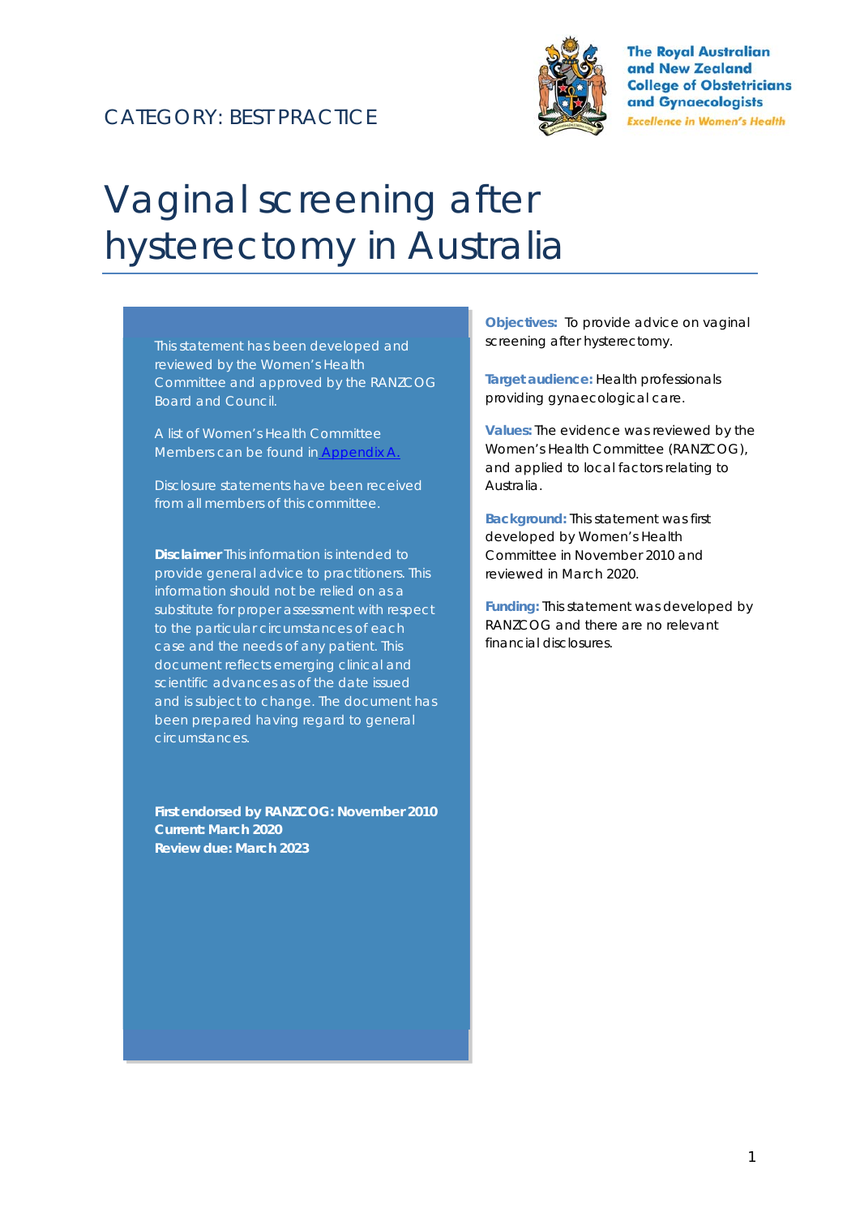CATEGORY: BEST PRACTICE

The Royal Australian and New Zealand College of Obstetricians and Gynaecologists
*Excellence in Women's Health*

# Vaginal screening after hysterectomy in Australia

This statement has been developed and reviewed by the Women's Health Committee and approved by the RANZCOG Board and Council.

A list of Women's Health Committee Members can be found in Appendix A.

Disclosure statements have been received from all members of this committee.

**Disclaimer** This information is intended to provide general advice to practitioners. This information should not be relied on as a substitute for proper assessment with respect to the particular circumstances of each case and the needs of any patient. This document reflects emerging clinical and scientific advances as of the date issued and is subject to change. The document has been prepared having regard to general circumstances.

**First endorsed by RANZCOG: November 2010**
**Current: March 2020**
**Review due: March 2023**

**Objectives:** To provide advice on vaginal screening after hysterectomy.

**Target audience:** Health professionals providing gynaecological care.

**Values:** The evidence was reviewed by the Women's Health Committee (RANZCOG), and applied to local factors relating to Australia.

**Background:** This statement was first developed by Women's Health Committee in November 2010 and reviewed in March 2020.

**Funding:** This statement was developed by RANZCOG and there are no relevant financial disclosures.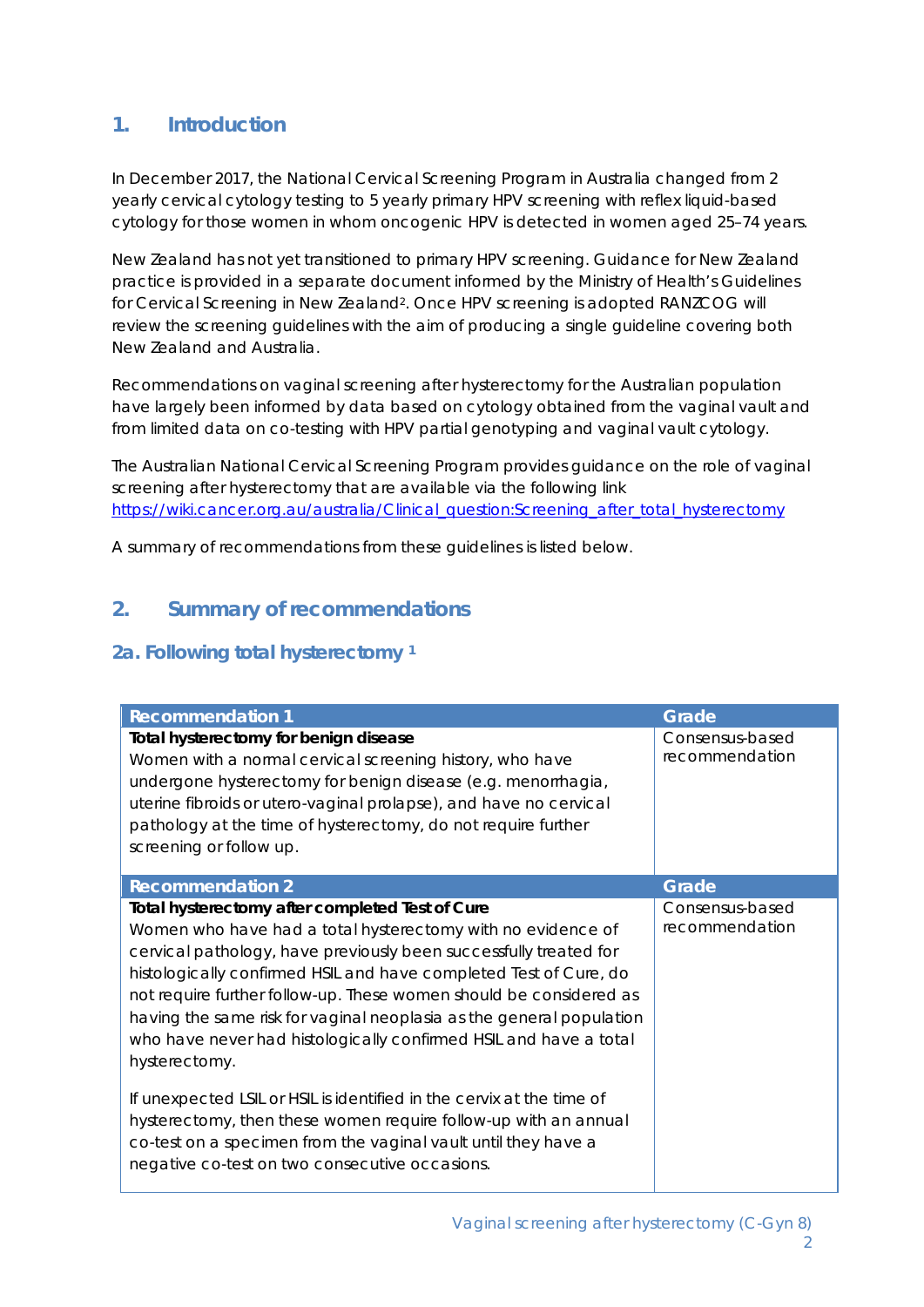## 1. Introduction

In December 2017, the National Cervical Screening Program in Australia changed from 2 yearly cervical cytology testing to 5 yearly primary HPV screening with reflex liquid-based cytology for those women in whom oncogenic HPV is detected in women aged 25–74 years.

New Zealand has not yet transitioned to primary HPV screening. Guidance for New Zealand practice is provided in a separate document informed by the Ministry of Health's Guidelines for Cervical Screening in New Zealand[2]. Once HPV screening is adopted RANZCOG will review the screening guidelines with the aim of producing a single guideline covering both New Zealand and Australia.

Recommendations on vaginal screening after hysterectomy for the Australian population have largely been informed by data based on cytology obtained from the vaginal vault and from limited data on co-testing with HPV partial genotyping and vaginal vault cytology.

The Australian National Cervical Screening Program provides guidance on the role of vaginal screening after hysterectomy that are available via the following link https://wiki.cancer.org.au/australia/Clinical_question:Screening_after_total_hysterectomy

A summary of recommendations from these guidelines is listed below.

## 2. Summary of recommendations

### 2a. Following total hysterectomy [1]

| Recommendation 1 | Grade |
| --- | --- |
| **Total hysterectomy for benign disease**<br>Women with a normal cervical screening history, who have undergone hysterectomy for benign disease (e.g. menorrhagia, uterine fibroids or utero-vaginal prolapse), and have no cervical pathology at the time of hysterectomy, do not require further screening or follow up. | Consensus-based recommendation |

| Recommendation 2 | Grade |
| --- | --- |
| **Total hysterectomy after completed Test of Cure**<br>Women who have had a total hysterectomy with no evidence of cervical pathology, have previously been successfully treated for histologically confirmed HSIL and have completed Test of Cure, do not require further follow-up. These women should be considered as having the same risk for vaginal neoplasia as the general population who have never had histologically confirmed HSIL and have a total hysterectomy.<br><br>If unexpected LSIL or HSIL is identified in the cervix at the time of hysterectomy, then these women require follow-up with an annual co-test on a specimen from the vaginal vault until they have a negative co-test on two consecutive occasions. | Consensus-based recommendation |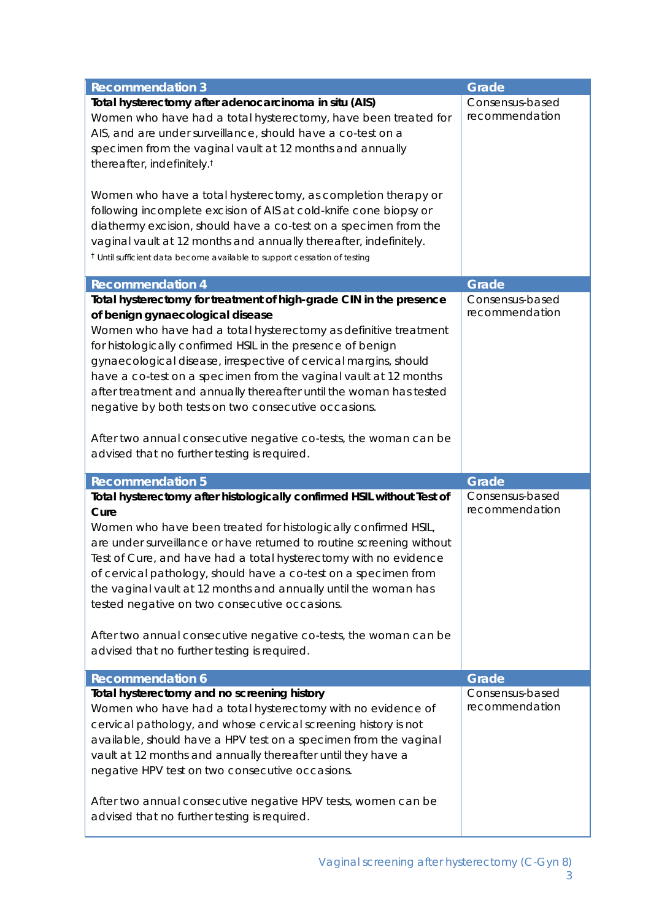| Recommendation 3 | Grade |
|---|---|
| **Total hysterectomy after adenocarcinoma in situ (AIS)**<br>Women who have had a total hysterectomy, have been treated for AIS, and are under surveillance, should have a co-test on a specimen from the vaginal vault at 12 months and annually thereafter, indefinitely.†<br><br>Women who have a total hysterectomy, as completion therapy or following incomplete excision of AIS at cold-knife cone biopsy or diathermy excision, should have a co-test on a specimen from the vaginal vault at 12 months and annually thereafter, indefinitely.<br>† Until sufficient data become available to support cessation of testing | Consensus-based recommendation |

| Recommendation 4 | Grade |
|---|---|
| **Total hysterectomy for treatment of high-grade CIN in the presence of benign gynaecological disease**<br>Women who have had a total hysterectomy as definitive treatment for histologically confirmed HSIL in the presence of benign gynaecological disease, irrespective of cervical margins, should have a co-test on a specimen from the vaginal vault at 12 months after treatment and annually thereafter until the woman has tested negative by both tests on two consecutive occasions.<br><br>After two annual consecutive negative co-tests, the woman can be advised that no further testing is required. | Consensus-based recommendation |

| Recommendation 5 | Grade |
|---|---|
| **Total hysterectomy after histologically confirmed HSIL without Test of Cure**<br>Women who have been treated for histologically confirmed HSIL, are under surveillance or have returned to routine screening without Test of Cure, and have had a total hysterectomy with no evidence of cervical pathology, should have a co-test on a specimen from the vaginal vault at 12 months and annually until the woman has tested negative on two consecutive occasions.<br><br>After two annual consecutive negative co-tests, the woman can be advised that no further testing is required. | Consensus-based recommendation |

| Recommendation 6 | Grade |
|---|---|
| **Total hysterectomy and no screening history**<br>Women who have had a total hysterectomy with no evidence of cervical pathology, and whose cervical screening history is not available, should have a HPV test on a specimen from the vaginal vault at 12 months and annually thereafter until they have a negative HPV test on two consecutive occasions.<br><br>After two annual consecutive negative HPV tests, women can be advised that no further testing is required. | Consensus-based recommendation |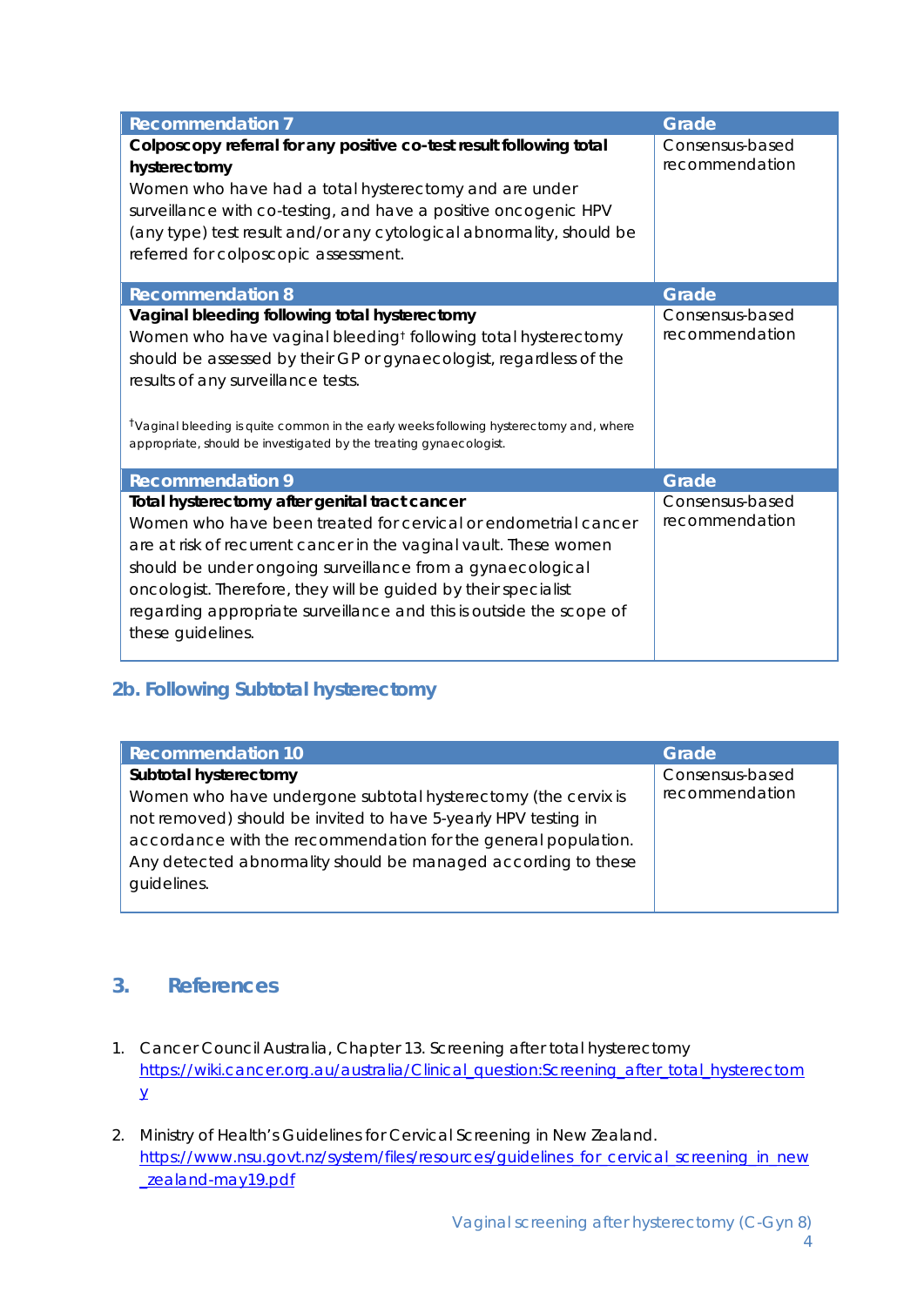| Recommendation 7 | Grade |
|---|---|
| **Colposcopy referral for any positive co-test result following total hysterectomy**<br>Women who have had a total hysterectomy and are under surveillance with co-testing, and have a positive oncogenic HPV (any type) test result and/or any cytological abnormality, should be referred for colposcopic assessment. | Consensus-based recommendation |

| Recommendation 8 | Grade |
|---|---|
| **Vaginal bleeding following total hysterectomy**<br>Women who have vaginal bleeding† following total hysterectomy should be assessed by their GP or gynaecologist, regardless of the results of any surveillance tests.<br><br>†Vaginal bleeding is quite common in the early weeks following hysterectomy and, where appropriate, should be investigated by the treating gynaecologist. | Consensus-based recommendation |

| Recommendation 9 | Grade |
|---|---|
| **Total hysterectomy after genital tract cancer**<br>Women who have been treated for cervical or endometrial cancer are at risk of recurrent cancer in the vaginal vault. These women should be under ongoing surveillance from a gynaecological oncologist. Therefore, they will be guided by their specialist regarding appropriate surveillance and this is outside the scope of these guidelines. | Consensus-based recommendation |

## 2b. Following Subtotal hysterectomy

| Recommendation 10 | Grade |
|---|---|
| **Subtotal hysterectomy**<br>Women who have undergone subtotal hysterectomy (the cervix is not removed) should be invited to have 5-yearly HPV testing in accordance with the recommendation for the general population. Any detected abnormality should be managed according to these guidelines. | Consensus-based recommendation |

# 3. References

1. Cancer Council Australia, Chapter 13. Screening after total hysterectomy https://wiki.cancer.org.au/australia/Clinical_question:Screening_after_total_hysterectomy
2. Ministry of Health's Guidelines for Cervical Screening in New Zealand. https://www.nsu.govt.nz/system/files/resources/guidelines_for_cervical_screening_in_new_zealand-may19.pdf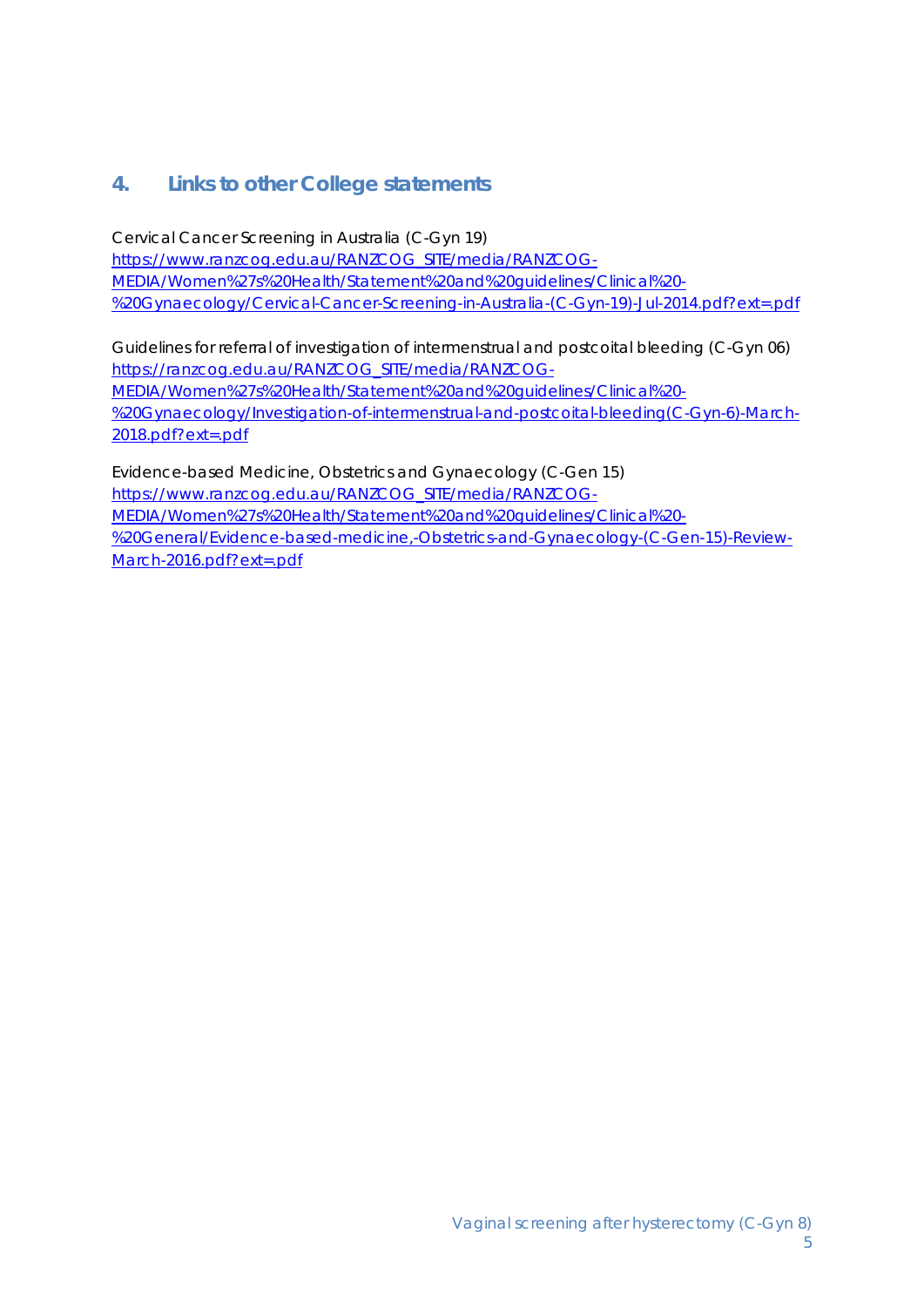## 4. Links to other College statements

Cervical Cancer Screening in Australia (C-Gyn 19)
https://www.ranzcog.edu.au/RANZCOG_SITE/media/RANZCOG-MEDIA/Women%27s%20Health/Statement%20and%20guidelines/Clinical%20-%20Gynaecology/Cervical-Cancer-Screening-in-Australia-(C-Gyn-19)-Jul-2014.pdf?ext=.pdf

Guidelines for referral of investigation of intermenstrual and postcoital bleeding (C-Gyn 06)
https://ranzcog.edu.au/RANZCOG_SITE/media/RANZCOG-MEDIA/Women%27s%20Health/Statement%20and%20guidelines/Clinical%20-%20Gynaecology/Investigation-of-intermenstrual-and-postcoital-bleeding(C-Gyn-6)-March-2018.pdf?ext=.pdf

Evidence-based Medicine, Obstetrics and Gynaecology (C-Gen 15)
https://www.ranzcog.edu.au/RANZCOG_SITE/media/RANZCOG-MEDIA/Women%27s%20Health/Statement%20and%20guidelines/Clinical%20-%20General/Evidence-based-medicine,-Obstetrics-and-Gynaecology-(C-Gen-15)-Review-March-2016.pdf?ext=.pdf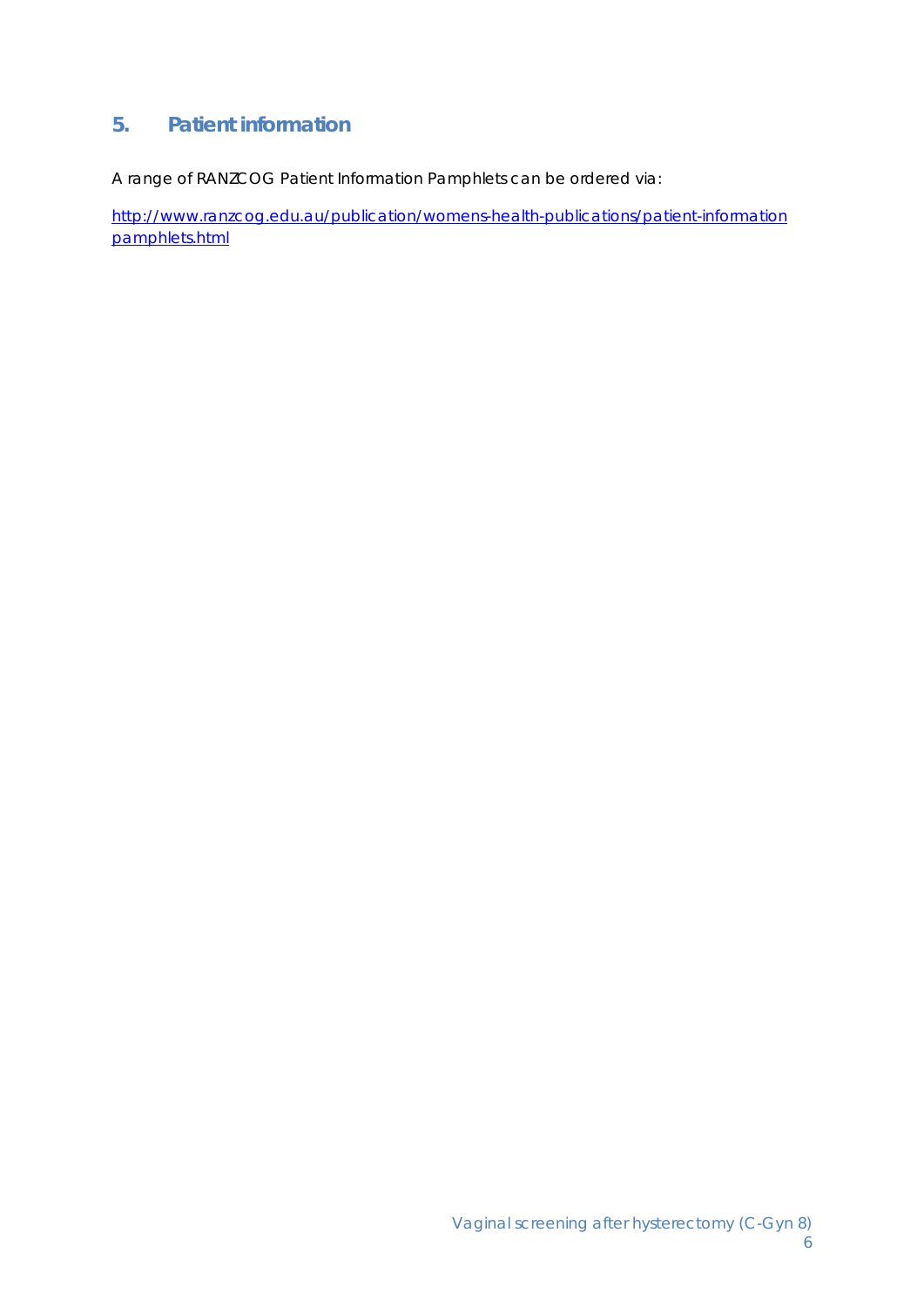## 5. Patient information

A range of RANZCOG Patient Information Pamphlets can be ordered via:

http://www.ranzcog.edu.au/publication/womens-health-publications/patient-information pamphlets.html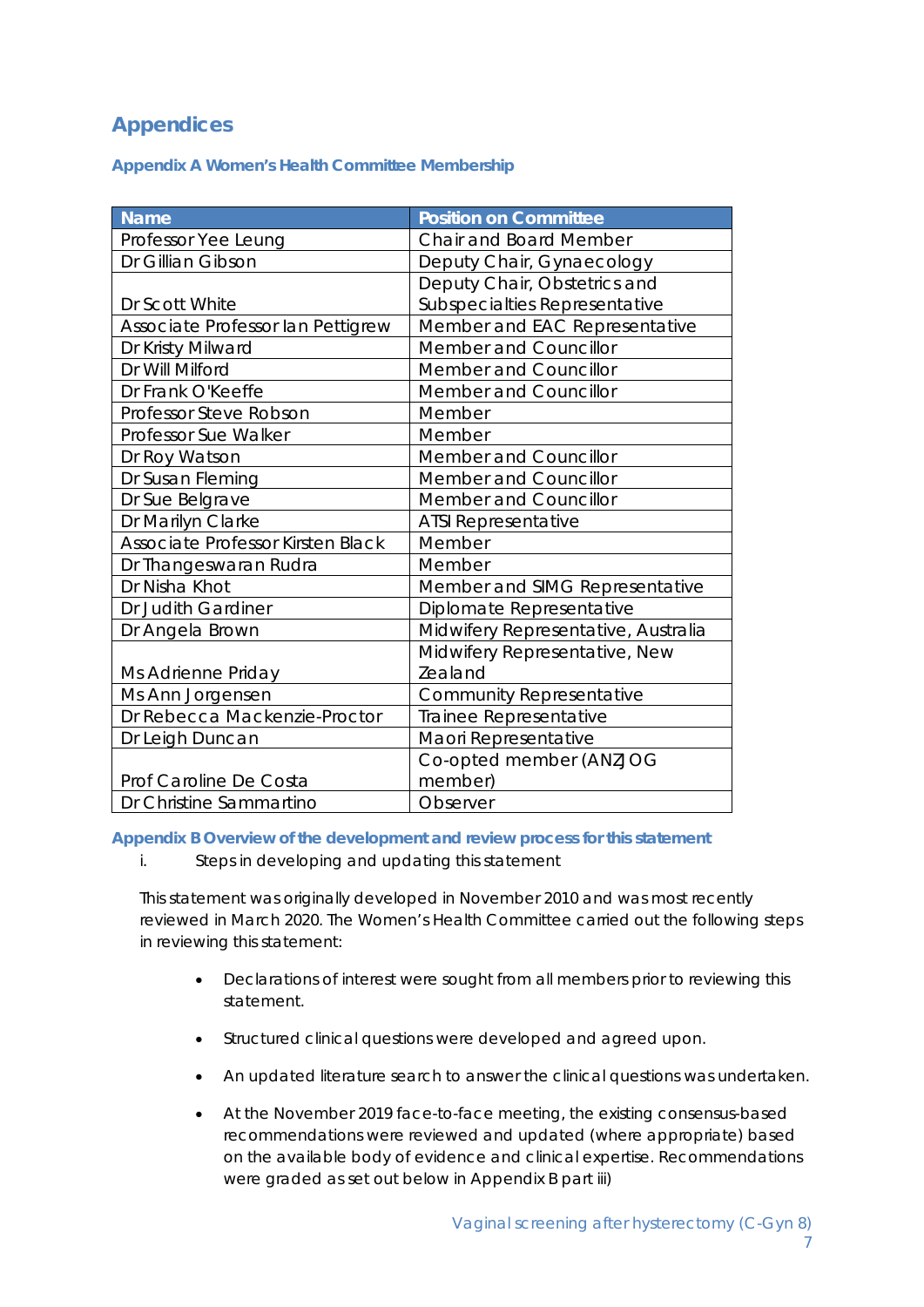# Appendices

## Appendix A Women's Health Committee Membership

| Name | Position on Committee |
|---|---|
| Professor Yee Leung | Chair and Board Member |
| Dr Gillian Gibson | Deputy Chair, Gynaecology |
| Dr Scott White | Deputy Chair, Obstetrics and Subspecialties Representative |
| Associate Professor Ian Pettigrew | Member and EAC Representative |
| Dr Kristy Milward | Member and Councillor |
| Dr Will Milford | Member and Councillor |
| Dr Frank O'Keeffe | Member and Councillor |
| Professor Steve Robson | Member |
| Professor Sue Walker | Member |
| Dr Roy Watson | Member and Councillor |
| Dr Susan Fleming | Member and Councillor |
| Dr Sue Belgrave | Member and Councillor |
| Dr Marilyn Clarke | ATSI Representative |
| Associate Professor Kirsten Black | Member |
| Dr Thangeswaran Rudra | Member |
| Dr Nisha Khot | Member and SIMG Representative |
| Dr Judith Gardiner | Diplomate Representative |
| Dr Angela Brown | Midwifery Representative, Australia |
| Ms Adrienne Priday | Midwifery Representative, New Zealand |
| Ms Ann Jorgensen | Community Representative |
| Dr Rebecca Mackenzie-Proctor | Trainee Representative |
| Dr Leigh Duncan | Maori Representative |
| Prof Caroline De Costa | Co-opted member (ANZJOG member) |
| Dr Christine Sammartino | Observer |

## Appendix B Overview of the development and review process for this statement

i. Steps in developing and updating this statement

This statement was originally developed in November 2010 and was most recently reviewed in March 2020. The Women's Health Committee carried out the following steps in reviewing this statement:

- Declarations of interest were sought from all members prior to reviewing this statement.
- Structured clinical questions were developed and agreed upon.
- An updated literature search to answer the clinical questions was undertaken.
- At the November 2019 face-to-face meeting, the existing consensus-based recommendations were reviewed and updated (where appropriate) based on the available body of evidence and clinical expertise. Recommendations were graded as set out below in Appendix B part iii)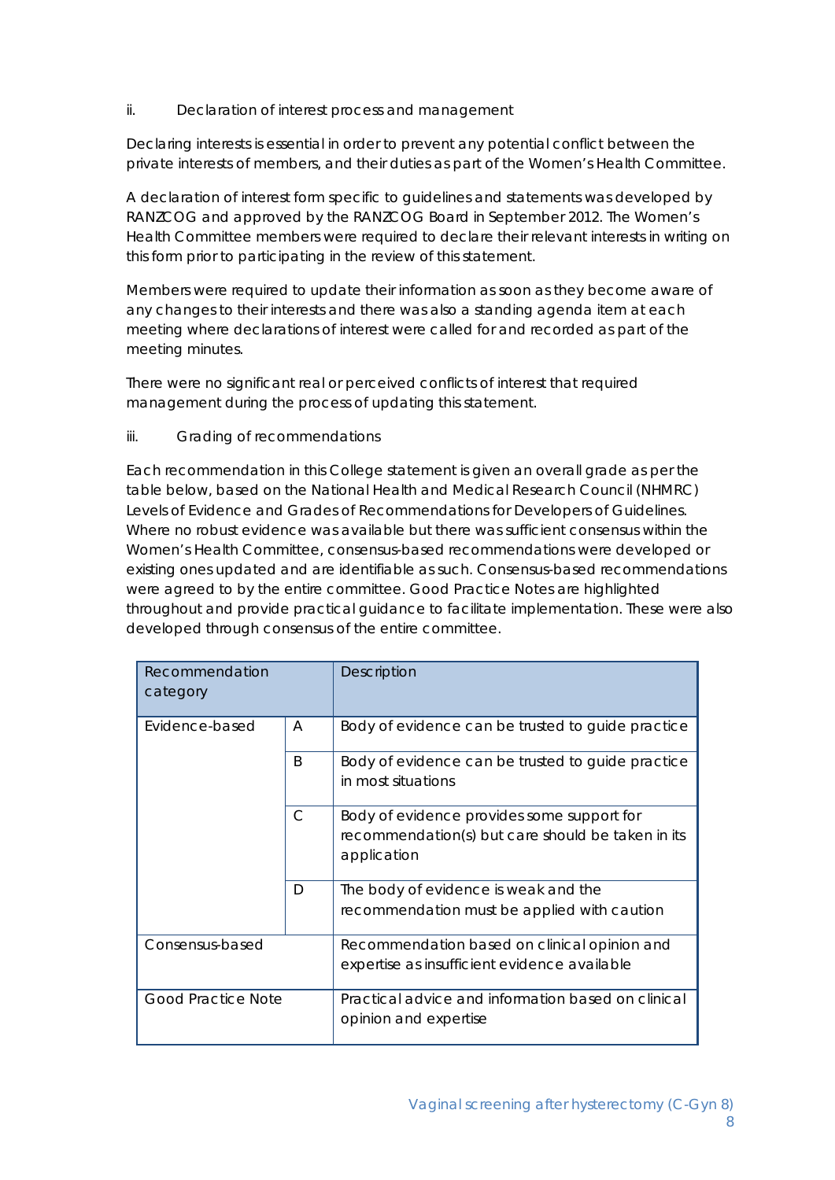ii. Declaration of interest process and management

Declaring interests is essential in order to prevent any potential conflict between the private interests of members, and their duties as part of the Women's Health Committee.

A declaration of interest form specific to guidelines and statements was developed by RANZCOG and approved by the RANZCOG Board in September 2012. The Women's Health Committee members were required to declare their relevant interests in writing on this form prior to participating in the review of this statement.

Members were required to update their information as soon as they become aware of any changes to their interests and there was also a standing agenda item at each meeting where declarations of interest were called for and recorded as part of the meeting minutes.

There were no significant real or perceived conflicts of interest that required management during the process of updating this statement.

iii. Grading of recommendations

Each recommendation in this College statement is given an overall grade as per the table below, based on the National Health and Medical Research Council (NHMRC) Levels of Evidence and Grades of Recommendations for Developers of Guidelines. Where no robust evidence was available but there was sufficient consensus within the Women's Health Committee, consensus-based recommendations were developed or existing ones updated and are identifiable as such. Consensus-based recommendations were agreed to by the entire committee. Good Practice Notes are highlighted throughout and provide practical guidance to facilitate implementation. These were also developed through consensus of the entire committee.

| Recommendation category | | Description |
|---|---|---|
| Evidence-based | A | Body of evidence can be trusted to guide practice |
| | B | Body of evidence can be trusted to guide practice in most situations |
| | C | Body of evidence provides some support for recommendation(s) but care should be taken in its application |
| | D | The body of evidence is weak and the recommendation must be applied with caution |
| Consensus-based | | Recommendation based on clinical opinion and expertise as insufficient evidence available |
| Good Practice Note | | Practical advice and information based on clinical opinion and expertise |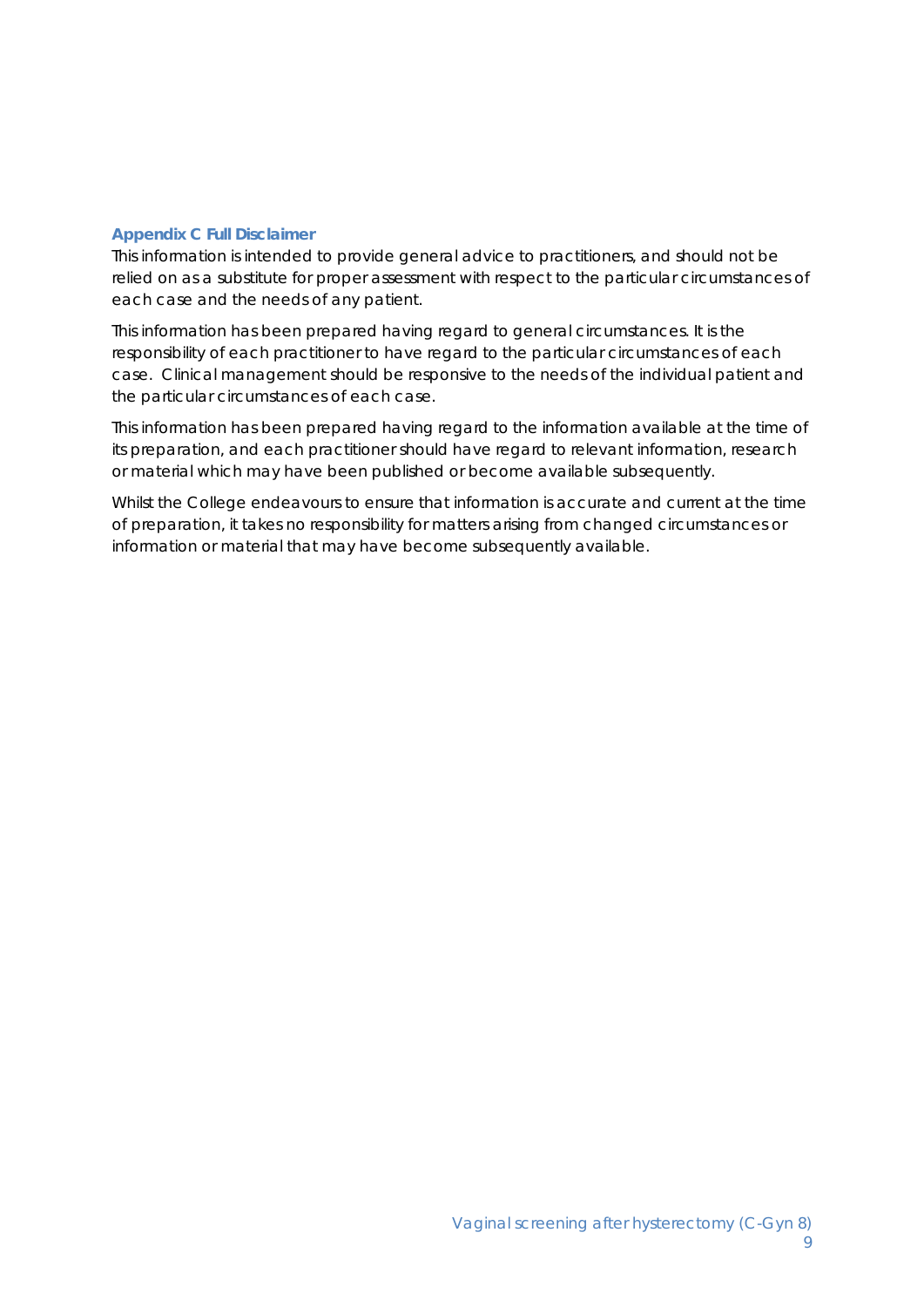### Appendix C Full Disclaimer

This information is intended to provide general advice to practitioners, and should not be relied on as a substitute for proper assessment with respect to the particular circumstances of each case and the needs of any patient.

This information has been prepared having regard to general circumstances. It is the responsibility of each practitioner to have regard to the particular circumstances of each case. Clinical management should be responsive to the needs of the individual patient and the particular circumstances of each case.

This information has been prepared having regard to the information available at the time of its preparation, and each practitioner should have regard to relevant information, research or material which may have been published or become available subsequently.

Whilst the College endeavours to ensure that information is accurate and current at the time of preparation, it takes no responsibility for matters arising from changed circumstances or information or material that may have become subsequently available.